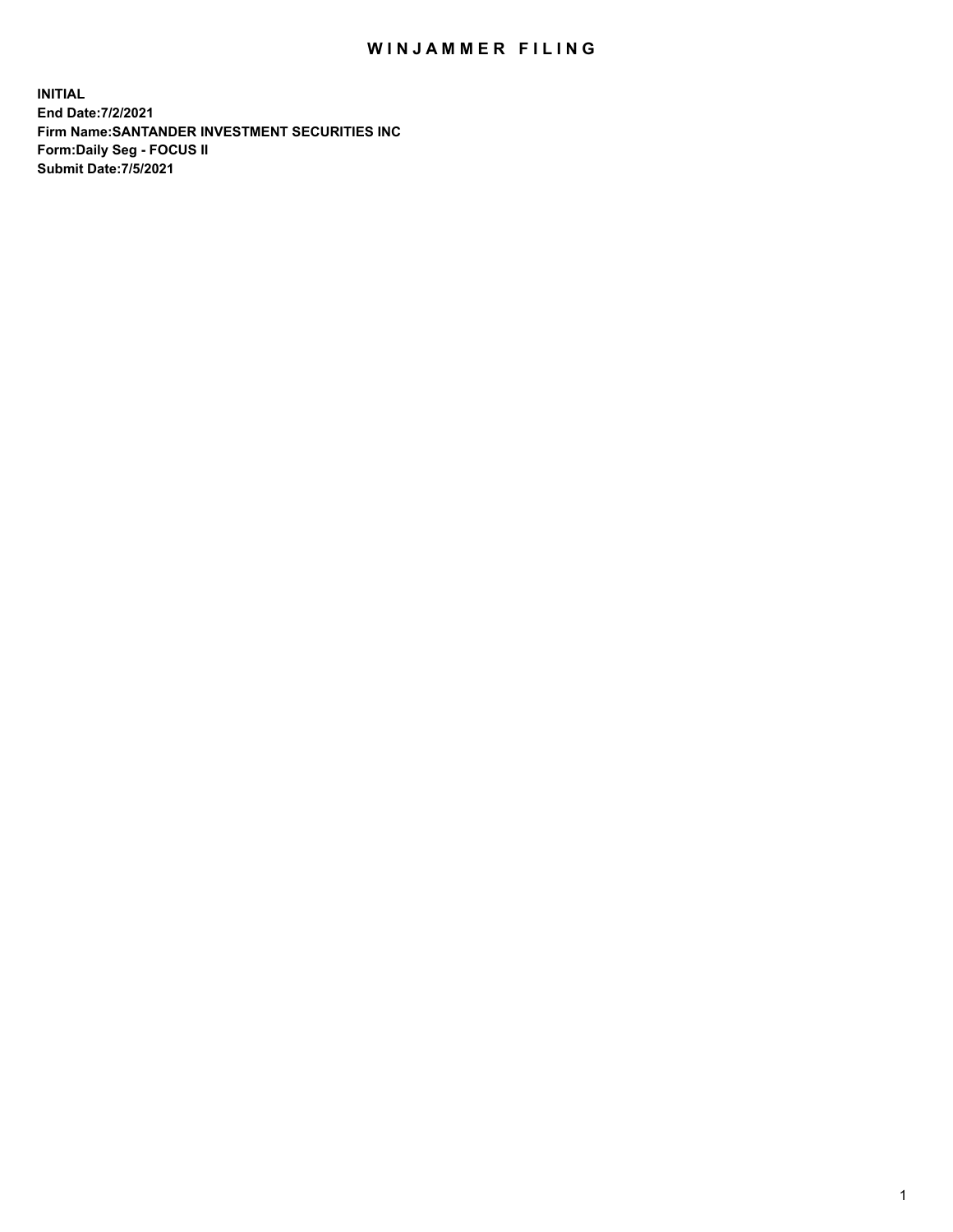# WINJAMMER FILING

**INITIAL**
**End Date:7/2/2021**
**Firm Name:SANTANDER INVESTMENT SECURITIES INC**
**Form:Daily Seg - FOCUS II**
**Submit Date:7/5/2021**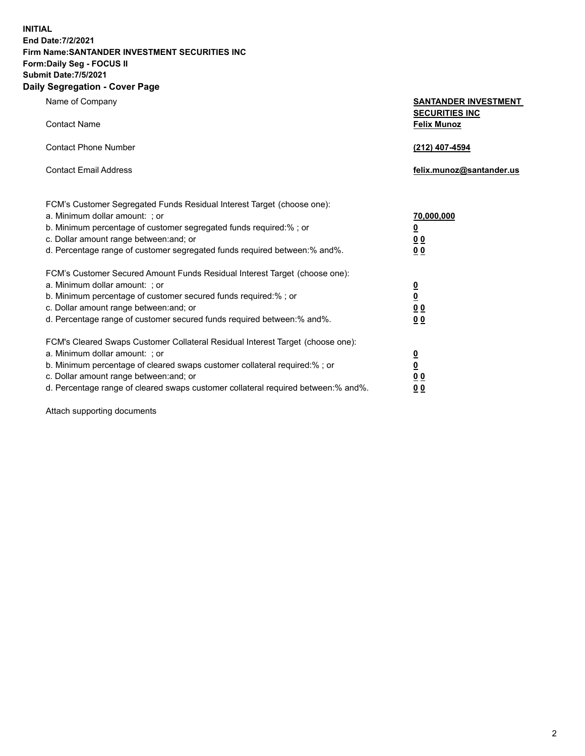**INITIAL**
**End Date:7/2/2021**
**Firm Name:SANTANDER INVESTMENT SECURITIES INC**
**Form:Daily Seg - FOCUS II**
**Submit Date:7/5/2021**

## Daily Segregation - Cover Page

| | |
|---|---|
| Name of Company | **SANTANDER INVESTMENT SECURITIES INC** |
| Contact Name | **Felix Munoz** |
| Contact Phone Number | **(212) 407-4594** |
| Contact Email Address | **felix.munoz@santander.us** |

| | |
|---|---|
| FCM's Customer Segregated Funds Residual Interest Target (choose one): | |
| a. Minimum dollar amount: ; or | **70,000,000** |
| b. Minimum percentage of customer segregated funds required:% ; or | **0** |
| c. Dollar amount range between:and; or | **0 0** |
| d. Percentage range of customer segregated funds required between:% and%. | **0 0** |
| FCM's Customer Secured Amount Funds Residual Interest Target (choose one): | |
| a. Minimum dollar amount: ; or | **0** |
| b. Minimum percentage of customer secured funds required:% ; or | **0** |
| c. Dollar amount range between:and; or | **0 0** |
| d. Percentage range of customer secured funds required between:% and%. | **0 0** |
| FCM's Cleared Swaps Customer Collateral Residual Interest Target (choose one): | |
| a. Minimum dollar amount: ; or | **0** |
| b. Minimum percentage of cleared swaps customer collateral required:% ; or | **0** |
| c. Dollar amount range between:and; or | **0 0** |
| d. Percentage range of cleared swaps customer collateral required between:% and%. | **0 0** |

Attach supporting documents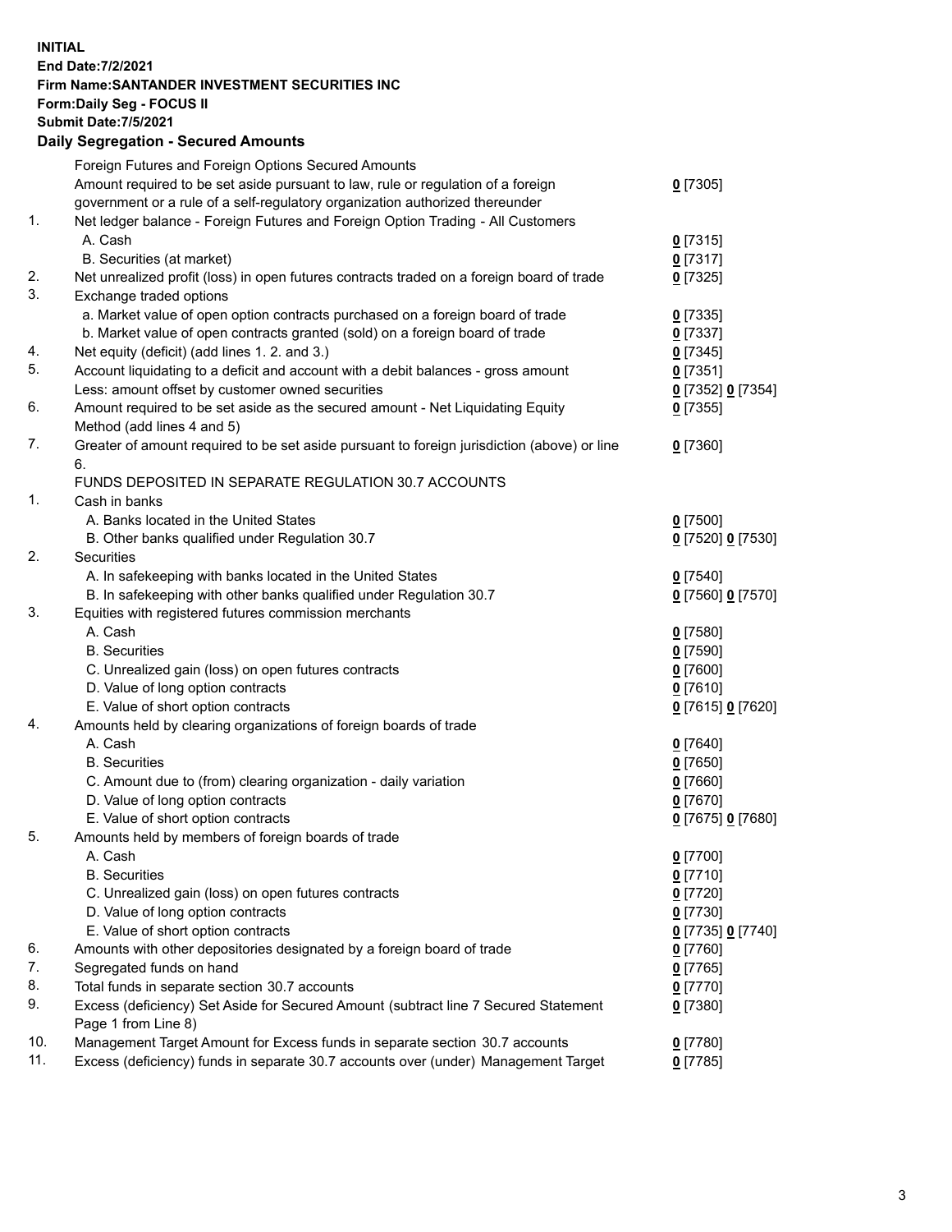**INITIAL**
**End Date:7/2/2021**
**Firm Name:SANTANDER INVESTMENT SECURITIES INC**
**Form:Daily Seg - FOCUS II**
**Submit Date:7/5/2021**

**Daily Segregation - Secured Amounts**

| | | |
|---|---|---|
| | Foreign Futures and Foreign Options Secured Amounts | |
| | Amount required to be set aside pursuant to law, rule or regulation of a foreign government or a rule of a self-regulatory organization authorized thereunder | 0 [7305] |
| 1. | Net ledger balance - Foreign Futures and Foreign Option Trading - All Customers | |
| | A. Cash | 0 [7315] |
| | B. Securities (at market) | 0 [7317] |
| 2. | Net unrealized profit (loss) in open futures contracts traded on a foreign board of trade | 0 [7325] |
| 3. | Exchange traded options | |
| | a. Market value of open option contracts purchased on a foreign board of trade | 0 [7335] |
| | b. Market value of open contracts granted (sold) on a foreign board of trade | 0 [7337] |
| 4. | Net equity (deficit) (add lines 1. 2. and 3.) | 0 [7345] |
| 5. | Account liquidating to a deficit and account with a debit balances - gross amount | 0 [7351] |
| | Less: amount offset by customer owned securities | 0 [7352] 0 [7354] |
| 6. | Amount required to be set aside as the secured amount - Net Liquidating Equity Method (add lines 4 and 5) | 0 [7355] |
| 7. | Greater of amount required to be set aside pursuant to foreign jurisdiction (above) or line 6. | 0 [7360] |
| | FUNDS DEPOSITED IN SEPARATE REGULATION 30.7 ACCOUNTS | |
| 1. | Cash in banks | |
| | A. Banks located in the United States | 0 [7500] |
| | B. Other banks qualified under Regulation 30.7 | 0 [7520] 0 [7530] |
| 2. | Securities | |
| | A. In safekeeping with banks located in the United States | 0 [7540] |
| | B. In safekeeping with other banks qualified under Regulation 30.7 | 0 [7560] 0 [7570] |
| 3. | Equities with registered futures commission merchants | |
| | A. Cash | 0 [7580] |
| | B. Securities | 0 [7590] |
| | C. Unrealized gain (loss) on open futures contracts | 0 [7600] |
| | D. Value of long option contracts | 0 [7610] |
| | E. Value of short option contracts | 0 [7615] 0 [7620] |
| 4. | Amounts held by clearing organizations of foreign boards of trade | |
| | A. Cash | 0 [7640] |
| | B. Securities | 0 [7650] |
| | C. Amount due to (from) clearing organization - daily variation | 0 [7660] |
| | D. Value of long option contracts | 0 [7670] |
| | E. Value of short option contracts | 0 [7675] 0 [7680] |
| 5. | Amounts held by members of foreign boards of trade | |
| | A. Cash | 0 [7700] |
| | B. Securities | 0 [7710] |
| | C. Unrealized gain (loss) on open futures contracts | 0 [7720] |
| | D. Value of long option contracts | 0 [7730] |
| | E. Value of short option contracts | 0 [7735] 0 [7740] |
| 6. | Amounts with other depositories designated by a foreign board of trade | 0 [7760] |
| 7. | Segregated funds on hand | 0 [7765] |
| 8. | Total funds in separate section 30.7 accounts | 0 [7770] |
| 9. | Excess (deficiency) Set Aside for Secured Amount (subtract line 7 Secured Statement Page 1 from Line 8) | 0 [7380] |
| 10. | Management Target Amount for Excess funds in separate section 30.7 accounts | 0 [7780] |
| 11. | Excess (deficiency) funds in separate 30.7 accounts over (under) Management Target | 0 [7785] |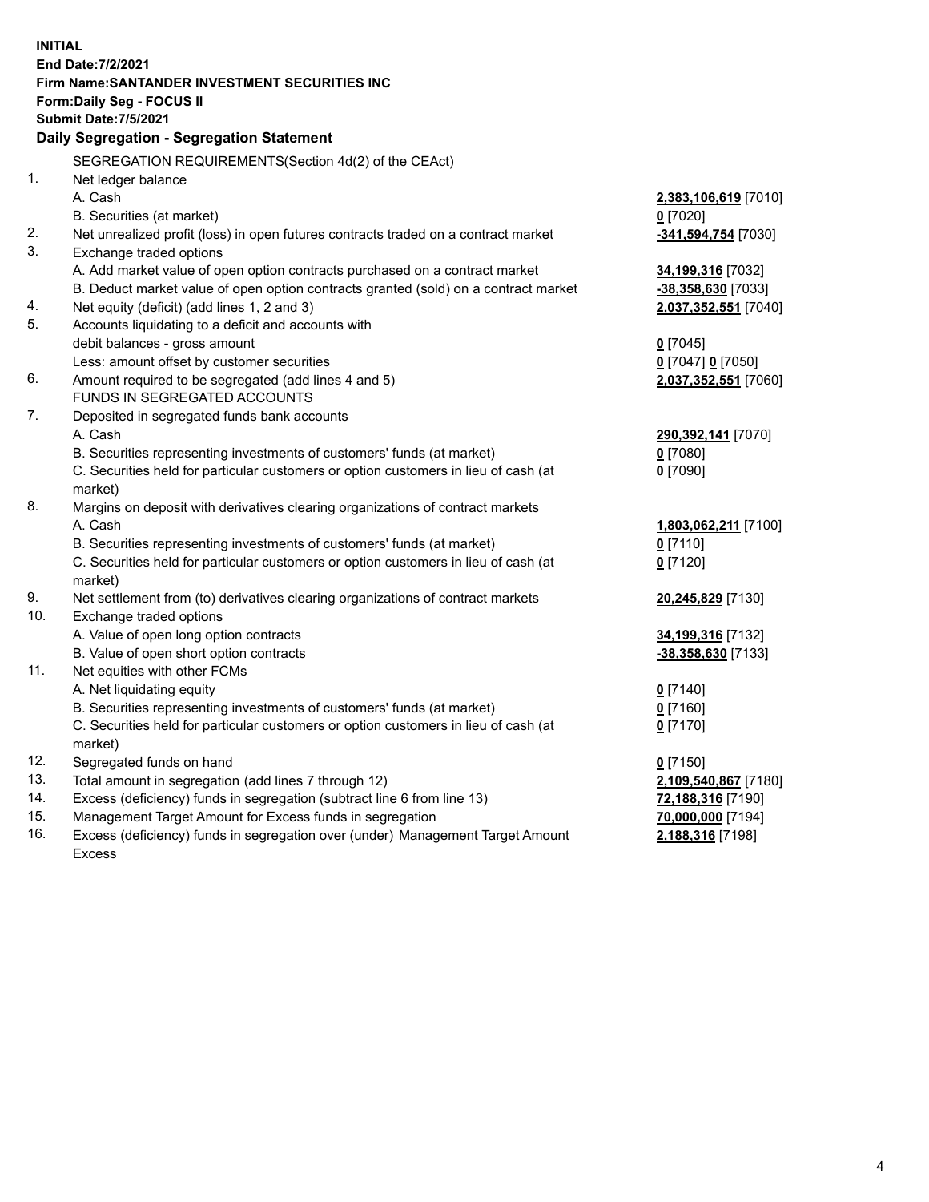**INITIAL**
**End Date:7/2/2021**
**Firm Name:SANTANDER INVESTMENT SECURITIES INC**
**Form:Daily Seg - FOCUS II**
**Submit Date:7/5/2021**

### Daily Segregation - Segregation Statement

| | | |
|---|---|---|
| | SEGREGATION REQUIREMENTS(Section 4d(2) of the CEAct) | |
| 1. | Net ledger balance | |
| | A. Cash | **2,383,106,619** [7010] |
| | B. Securities (at market) | **0** [7020] |
| 2. | Net unrealized profit (loss) in open futures contracts traded on a contract market | **-341,594,754** [7030] |
| 3. | Exchange traded options | |
| | A. Add market value of open option contracts purchased on a contract market | **34,199,316** [7032] |
| | B. Deduct market value of open option contracts granted (sold) on a contract market | **-38,358,630** [7033] |
| 4. | Net equity (deficit) (add lines 1, 2 and 3) | **2,037,352,551** [7040] |
| 5. | Accounts liquidating to a deficit and accounts with debit balances - gross amount | **0** [7045] |
| | Less: amount offset by customer securities | **0** [7047] **0** [7050] |
| 6. | Amount required to be segregated (add lines 4 and 5) | **2,037,352,551** [7060] |
| | FUNDS IN SEGREGATED ACCOUNTS | |
| 7. | Deposited in segregated funds bank accounts | |
| | A. Cash | **290,392,141** [7070] |
| | B. Securities representing investments of customers' funds (at market) | **0** [7080] |
| | C. Securities held for particular customers or option customers in lieu of cash (at market) | **0** [7090] |
| 8. | Margins on deposit with derivatives clearing organizations of contract markets | |
| | A. Cash | **1,803,062,211** [7100] |
| | B. Securities representing investments of customers' funds (at market) | **0** [7110] |
| | C. Securities held for particular customers or option customers in lieu of cash (at market) | **0** [7120] |
| 9. | Net settlement from (to) derivatives clearing organizations of contract markets | **20,245,829** [7130] |
| 10. | Exchange traded options | |
| | A. Value of open long option contracts | **34,199,316** [7132] |
| | B. Value of open short option contracts | **-38,358,630** [7133] |
| 11. | Net equities with other FCMs | |
| | A. Net liquidating equity | **0** [7140] |
| | B. Securities representing investments of customers' funds (at market) | **0** [7160] |
| | C. Securities held for particular customers or option customers in lieu of cash (at market) | **0** [7170] |
| 12. | Segregated funds on hand | **0** [7150] |
| 13. | Total amount in segregation (add lines 7 through 12) | **2,109,540,867** [7180] |
| 14. | Excess (deficiency) funds in segregation (subtract line 6 from line 13) | **72,188,316** [7190] |
| 15. | Management Target Amount for Excess funds in segregation | **70,000,000** [7194] |
| 16. | Excess (deficiency) funds in segregation over (under) Management Target Amount Excess | **2,188,316** [7198] |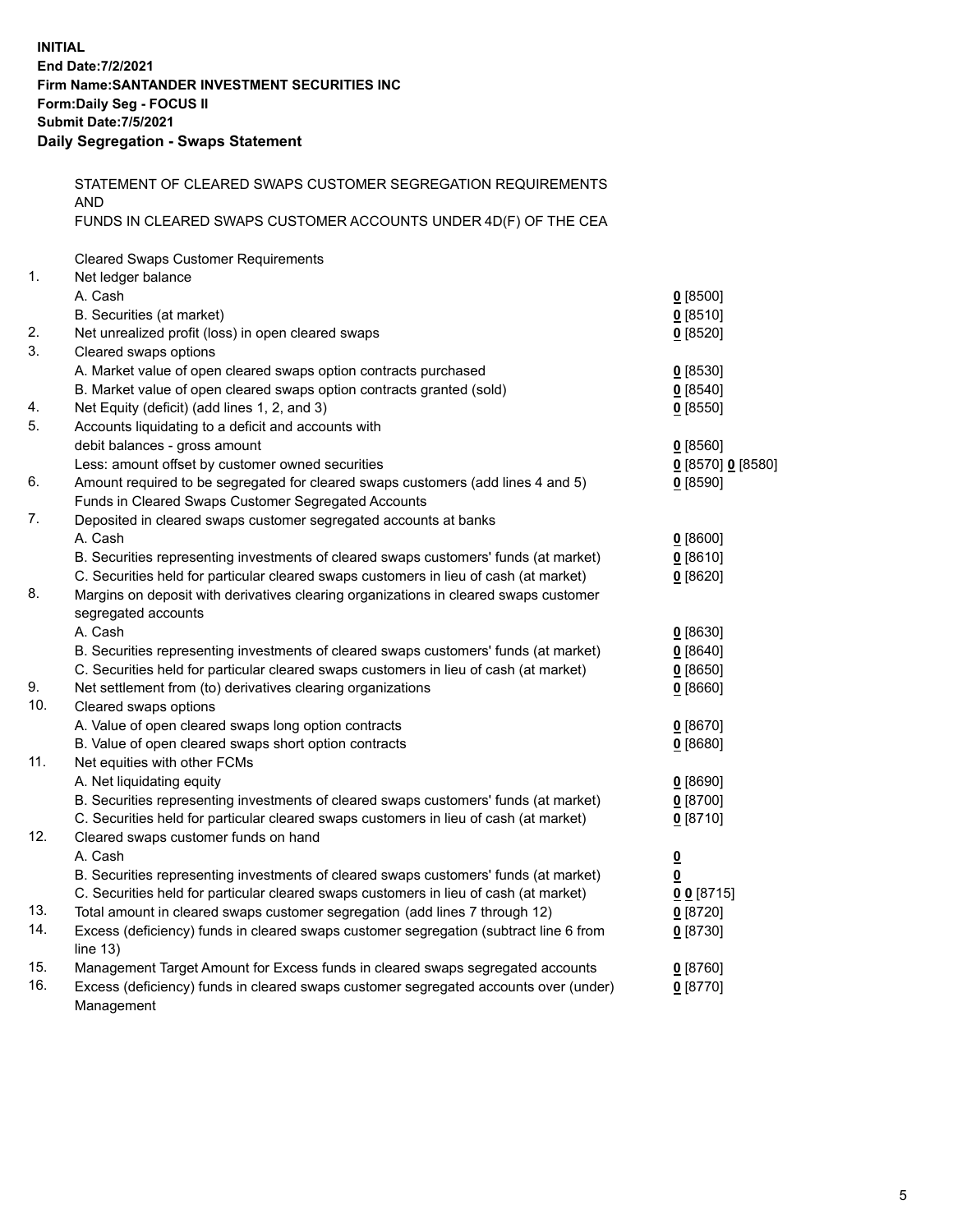**INITIAL**
**End Date:7/2/2021**
**Firm Name:SANTANDER INVESTMENT SECURITIES INC**
**Form:Daily Seg - FOCUS II**
**Submit Date:7/5/2021**
**Daily Segregation - Swaps Statement**

STATEMENT OF CLEARED SWAPS CUSTOMER SEGREGATION REQUIREMENTS AND FUNDS IN CLEARED SWAPS CUSTOMER ACCOUNTS UNDER 4D(F) OF THE CEA

| | | |
|---|---|---|
| | Cleared Swaps Customer Requirements | |
| 1. | Net ledger balance | |
| | A. Cash | 0 [8500] |
| | B. Securities (at market) | 0 [8510] |
| 2. | Net unrealized profit (loss) in open cleared swaps | 0 [8520] |
| 3. | Cleared swaps options | |
| | A. Market value of open cleared swaps option contracts purchased | 0 [8530] |
| | B. Market value of open cleared swaps option contracts granted (sold) | 0 [8540] |
| 4. | Net Equity (deficit) (add lines 1, 2, and 3) | 0 [8550] |
| 5. | Accounts liquidating to a deficit and accounts with debit balances - gross amount | 0 [8560] |
| | Less: amount offset by customer owned securities | 0 [8570] 0 [8580] |
| 6. | Amount required to be segregated for cleared swaps customers (add lines 4 and 5) | 0 [8590] |
| | Funds in Cleared Swaps Customer Segregated Accounts | |
| 7. | Deposited in cleared swaps customer segregated accounts at banks | |
| | A. Cash | 0 [8600] |
| | B. Securities representing investments of cleared swaps customers' funds (at market) | 0 [8610] |
| | C. Securities held for particular cleared swaps customers in lieu of cash (at market) | 0 [8620] |
| 8. | Margins on deposit with derivatives clearing organizations in cleared swaps customer segregated accounts | |
| | A. Cash | 0 [8630] |
| | B. Securities representing investments of cleared swaps customers' funds (at market) | 0 [8640] |
| | C. Securities held for particular cleared swaps customers in lieu of cash (at market) | 0 [8650] |
| 9. | Net settlement from (to) derivatives clearing organizations | 0 [8660] |
| 10. | Cleared swaps options | |
| | A. Value of open cleared swaps long option contracts | 0 [8670] |
| | B. Value of open cleared swaps short option contracts | 0 [8680] |
| 11. | Net equities with other FCMs | |
| | A. Net liquidating equity | 0 [8690] |
| | B. Securities representing investments of cleared swaps customers' funds (at market) | 0 [8700] |
| | C. Securities held for particular cleared swaps customers in lieu of cash (at market) | 0 [8710] |
| 12. | Cleared swaps customer funds on hand | |
| | A. Cash | 0 |
| | B. Securities representing investments of cleared swaps customers' funds (at market) | 0 |
| | C. Securities held for particular cleared swaps customers in lieu of cash (at market) | 0 0 [8715] |
| 13. | Total amount in cleared swaps customer segregation (add lines 7 through 12) | 0 [8720] |
| 14. | Excess (deficiency) funds in cleared swaps customer segregation (subtract line 6 from line 13) | 0 [8730] |
| 15. | Management Target Amount for Excess funds in cleared swaps segregated accounts | 0 [8760] |
| 16. | Excess (deficiency) funds in cleared swaps customer segregated accounts over (under) Management | 0 [8770] |